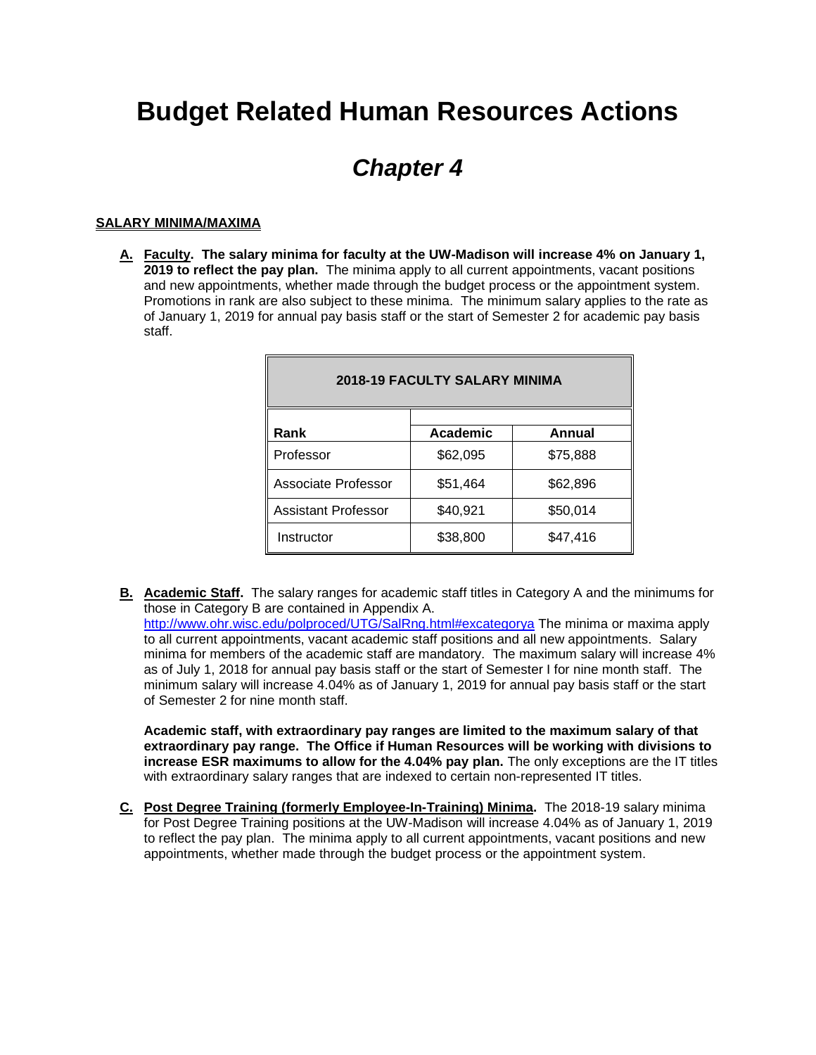# Budget Related Human Resources Actions

## *Chapter 4*

**SALARY MINIMA/MAXIMA**

**A.** **Faculty**. **The salary minima for faculty at the UW-Madison will increase 4% on January 1, 2019 to reflect the pay plan.** The minima apply to all current appointments, vacant positions and new appointments, whether made through the budget process or the appointment system. Promotions in rank are also subject to these minima. The minimum salary applies to the rate as of January 1, 2019 for annual pay basis staff or the start of Semester 2 for academic pay basis staff.

| 2018-19 FACULTY SALARY MINIMA | | |
|---|---|---|
| **Rank** | **Academic** | **Annual** |
| Professor | $62,095 | $75,888 |
| Associate Professor | $51,464 | $62,896 |
| Assistant Professor | $40,921 | $50,014 |
| Instructor | $38,800 | $47,416 |

**B.** **Academic Staff**. The salary ranges for academic staff titles in Category A and the minimums for those in Category B are contained in Appendix A. http://www.ohr.wisc.edu/polproced/UTG/SalRng.html#excategorya The minima or maxima apply to all current appointments, vacant academic staff positions and all new appointments. Salary minima for members of the academic staff are mandatory. The maximum salary will increase 4% as of July 1, 2018 for annual pay basis staff or the start of Semester I for nine month staff. The minimum salary will increase 4.04% as of January 1, 2019 for annual pay basis staff or the start of Semester 2 for nine month staff.

**Academic staff, with extraordinary pay ranges are limited to the maximum salary of that extraordinary pay range. The Office if Human Resources will be working with divisions to increase ESR maximums to allow for the 4.04% pay plan.** The only exceptions are the IT titles with extraordinary salary ranges that are indexed to certain non-represented IT titles.

**C.** **Post Degree Training (formerly Employee-In-Training) Minima.** The 2018-19 salary minima for Post Degree Training positions at the UW-Madison will increase 4.04% as of January 1, 2019 to reflect the pay plan. The minima apply to all current appointments, vacant positions and new appointments, whether made through the budget process or the appointment system.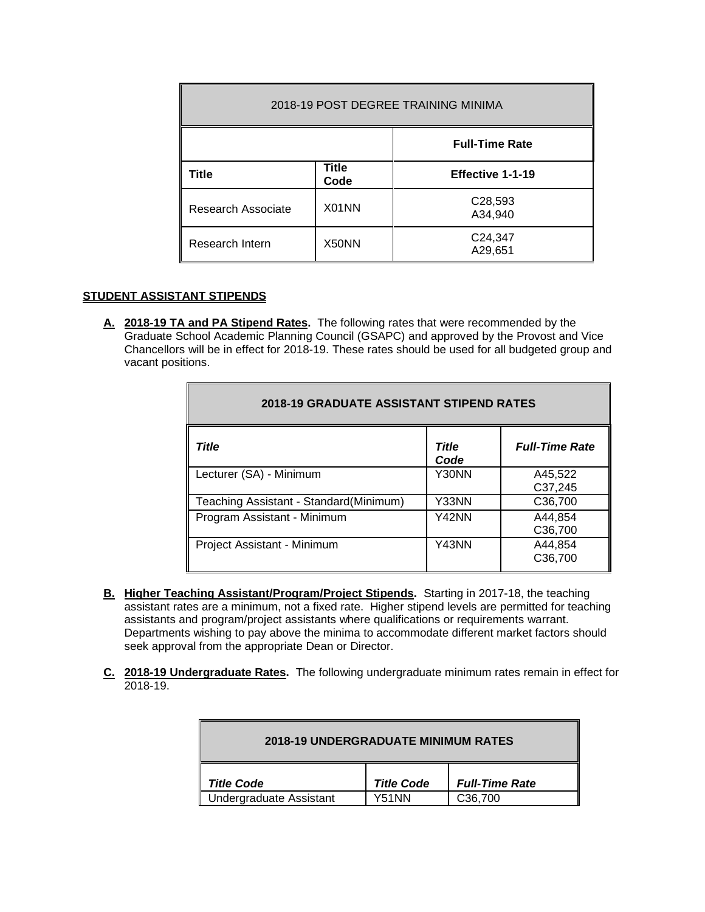| 2018-19 POST DEGREE TRAINING MINIMA | | |
|---|---|---|
| | | **Full-Time Rate** |
| **Title** | **Title Code** | **Effective 1-1-19** |
| Research Associate | X01NN | C28,593<br>A34,940 |
| Research Intern | X50NN | C24,347<br>A29,651 |

**STUDENT ASSISTANT STIPENDS**

**A. 2018-19 TA and PA Stipend Rates.** The following rates that were recommended by the Graduate School Academic Planning Council (GSAPC) and approved by the Provost and Vice Chancellors will be in effect for 2018-19. These rates should be used for all budgeted group and vacant positions.

| **2018-19 GRADUATE ASSISTANT STIPEND RATES** | | |
|---|---|---|
| ***Title*** | ***Title Code*** | ***Full-Time Rate*** |
| Lecturer (SA) - Minimum | Y30NN | A45,522<br>C37,245 |
| Teaching Assistant - Standard(Minimum) | Y33NN | C36,700 |
| Program Assistant - Minimum | Y42NN | A44,854<br>C36,700 |
| Project Assistant - Minimum | Y43NN | A44,854<br>C36,700 |

**B. Higher Teaching Assistant/Program/Project Stipends.** Starting in 2017-18, the teaching assistant rates are a minimum, not a fixed rate. Higher stipend levels are permitted for teaching assistants and program/project assistants where qualifications or requirements warrant. Departments wishing to pay above the minima to accommodate different market factors should seek approval from the appropriate Dean or Director.

**C. 2018-19 Undergraduate Rates.** The following undergraduate minimum rates remain in effect for 2018-19.

| **2018-19 UNDERGRADUATE MINIMUM RATES** | | |
|---|---|---|
| ***Title Code*** | ***Title Code*** | ***Full-Time Rate*** |
| Undergraduate Assistant | Y51NN | C36,700 |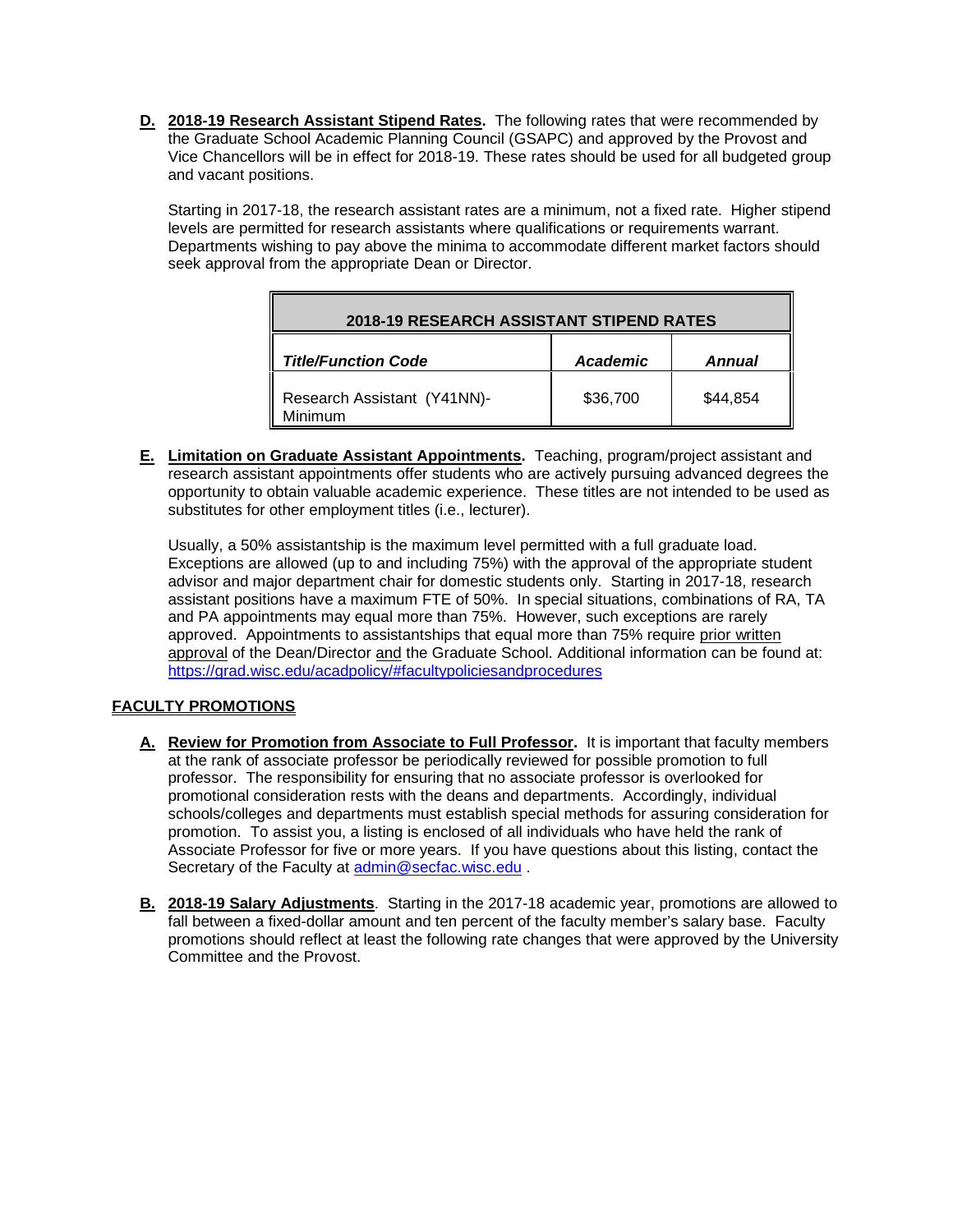**D. 2018-19 Research Assistant Stipend Rates.** The following rates that were recommended by the Graduate School Academic Planning Council (GSAPC) and approved by the Provost and Vice Chancellors will be in effect for 2018-19. These rates should be used for all budgeted group and vacant positions.

Starting in 2017-18, the research assistant rates are a minimum, not a fixed rate. Higher stipend levels are permitted for research assistants where qualifications or requirements warrant. Departments wishing to pay above the minima to accommodate different market factors should seek approval from the appropriate Dean or Director.

| 2018-19 RESEARCH ASSISTANT STIPEND RATES | | |
|---|---|---|
| ***Title/Function Code*** | ***Academic*** | ***Annual*** |
| Research Assistant (Y41NN)-Minimum | $36,700 | $44,854 |

**E. Limitation on Graduate Assistant Appointments.** Teaching, program/project assistant and research assistant appointments offer students who are actively pursuing advanced degrees the opportunity to obtain valuable academic experience. These titles are not intended to be used as substitutes for other employment titles (i.e., lecturer).

Usually, a 50% assistantship is the maximum level permitted with a full graduate load. Exceptions are allowed (up to and including 75%) with the approval of the appropriate student advisor and major department chair for domestic students only. Starting in 2017-18, research assistant positions have a maximum FTE of 50%. In special situations, combinations of RA, TA and PA appointments may equal more than 75%. However, such exceptions are rarely approved. Appointments to assistantships that equal more than 75% require prior written approval of the Dean/Director and the Graduate School. Additional information can be found at: https://grad.wisc.edu/acadpolicy/#facultypoliciesandprocedures

## FACULTY PROMOTIONS

**A. Review for Promotion from Associate to Full Professor.** It is important that faculty members at the rank of associate professor be periodically reviewed for possible promotion to full professor. The responsibility for ensuring that no associate professor is overlooked for promotional consideration rests with the deans and departments. Accordingly, individual schools/colleges and departments must establish special methods for assuring consideration for promotion. To assist you, a listing is enclosed of all individuals who have held the rank of Associate Professor for five or more years. If you have questions about this listing, contact the Secretary of the Faculty at admin@secfac.wisc.edu .

**B. 2018-19 Salary Adjustments**. Starting in the 2017-18 academic year, promotions are allowed to fall between a fixed-dollar amount and ten percent of the faculty member's salary base. Faculty promotions should reflect at least the following rate changes that were approved by the University Committee and the Provost.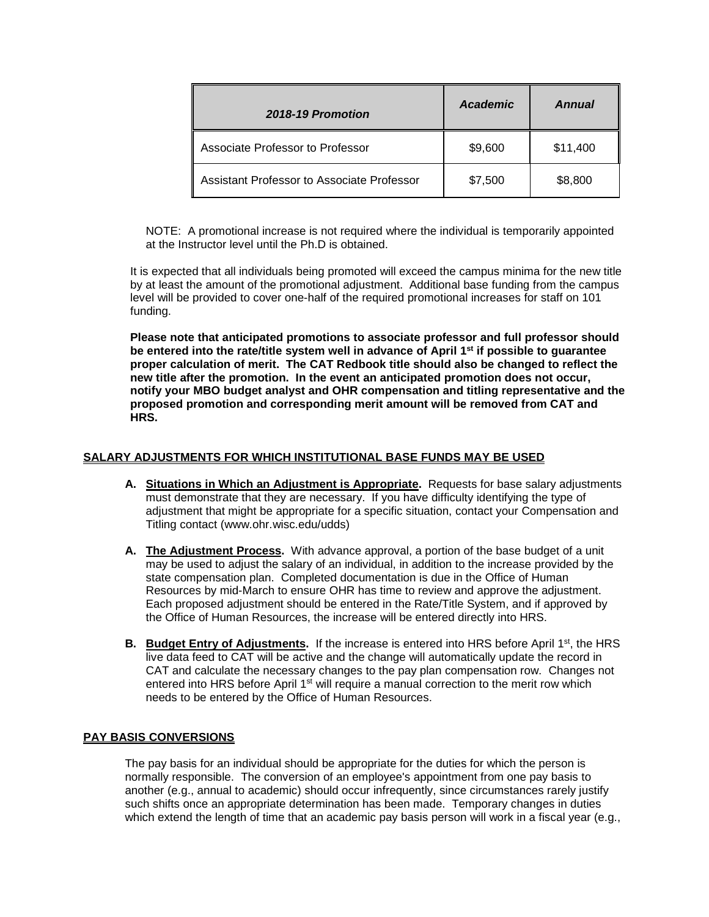| *2018-19 Promotion* | *Academic* | *Annual* |
|---|---|---|
| Associate Professor to Professor | $9,600 | $11,400 |
| Assistant Professor to Associate Professor | $7,500 | $8,800 |

NOTE: A promotional increase is not required where the individual is temporarily appointed at the Instructor level until the Ph.D is obtained.

It is expected that all individuals being promoted will exceed the campus minima for the new title by at least the amount of the promotional adjustment. Additional base funding from the campus level will be provided to cover one-half of the required promotional increases for staff on 101 funding.

**Please note that anticipated promotions to associate professor and full professor should be entered into the rate/title system well in advance of April 1st if possible to guarantee proper calculation of merit. The CAT Redbook title should also be changed to reflect the new title after the promotion. In the event an anticipated promotion does not occur, notify your MBO budget analyst and OHR compensation and titling representative and the proposed promotion and corresponding merit amount will be removed from CAT and HRS.**

## SALARY ADJUSTMENTS FOR WHICH INSTITUTIONAL BASE FUNDS MAY BE USED

**A. Situations in Which an Adjustment is Appropriate.** Requests for base salary adjustments must demonstrate that they are necessary. If you have difficulty identifying the type of adjustment that might be appropriate for a specific situation, contact your Compensation and Titling contact (www.ohr.wisc.edu/udds)

**A. The Adjustment Process.** With advance approval, a portion of the base budget of a unit may be used to adjust the salary of an individual, in addition to the increase provided by the state compensation plan. Completed documentation is due in the Office of Human Resources by mid-March to ensure OHR has time to review and approve the adjustment. Each proposed adjustment should be entered in the Rate/Title System, and if approved by the Office of Human Resources, the increase will be entered directly into HRS.

**B. Budget Entry of Adjustments.** If the increase is entered into HRS before April 1st, the HRS live data feed to CAT will be active and the change will automatically update the record in CAT and calculate the necessary changes to the pay plan compensation row. Changes not entered into HRS before April 1st will require a manual correction to the merit row which needs to be entered by the Office of Human Resources.

## PAY BASIS CONVERSIONS

The pay basis for an individual should be appropriate for the duties for which the person is normally responsible. The conversion of an employee's appointment from one pay basis to another (e.g., annual to academic) should occur infrequently, since circumstances rarely justify such shifts once an appropriate determination has been made. Temporary changes in duties which extend the length of time that an academic pay basis person will work in a fiscal year (e.g.,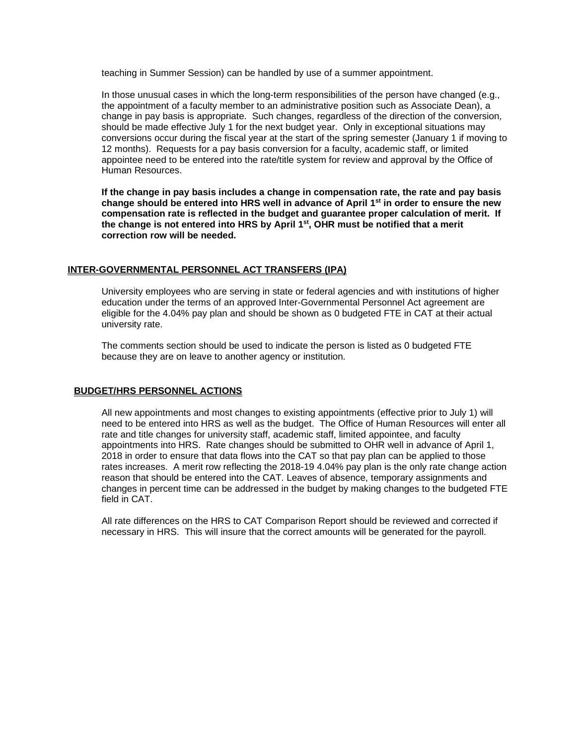teaching in Summer Session) can be handled by use of a summer appointment.

In those unusual cases in which the long-term responsibilities of the person have changed (e.g., the appointment of a faculty member to an administrative position such as Associate Dean), a change in pay basis is appropriate. Such changes, regardless of the direction of the conversion, should be made effective July 1 for the next budget year. Only in exceptional situations may conversions occur during the fiscal year at the start of the spring semester (January 1 if moving to 12 months). Requests for a pay basis conversion for a faculty, academic staff, or limited appointee need to be entered into the rate/title system for review and approval by the Office of Human Resources.

**If the change in pay basis includes a change in compensation rate, the rate and pay basis change should be entered into HRS well in advance of April 1st in order to ensure the new compensation rate is reflected in the budget and guarantee proper calculation of merit. If the change is not entered into HRS by April 1st, OHR must be notified that a merit correction row will be needed.**

## INTER-GOVERNMENTAL PERSONNEL ACT TRANSFERS (IPA)

University employees who are serving in state or federal agencies and with institutions of higher education under the terms of an approved Inter-Governmental Personnel Act agreement are eligible for the 4.04% pay plan and should be shown as 0 budgeted FTE in CAT at their actual university rate.

The comments section should be used to indicate the person is listed as 0 budgeted FTE because they are on leave to another agency or institution.

## BUDGET/HRS PERSONNEL ACTIONS

All new appointments and most changes to existing appointments (effective prior to July 1) will need to be entered into HRS as well as the budget. The Office of Human Resources will enter all rate and title changes for university staff, academic staff, limited appointee, and faculty appointments into HRS. Rate changes should be submitted to OHR well in advance of April 1, 2018 in order to ensure that data flows into the CAT so that pay plan can be applied to those rates increases. A merit row reflecting the 2018-19 4.04% pay plan is the only rate change action reason that should be entered into the CAT. Leaves of absence, temporary assignments and changes in percent time can be addressed in the budget by making changes to the budgeted FTE field in CAT.

All rate differences on the HRS to CAT Comparison Report should be reviewed and corrected if necessary in HRS. This will insure that the correct amounts will be generated for the payroll.